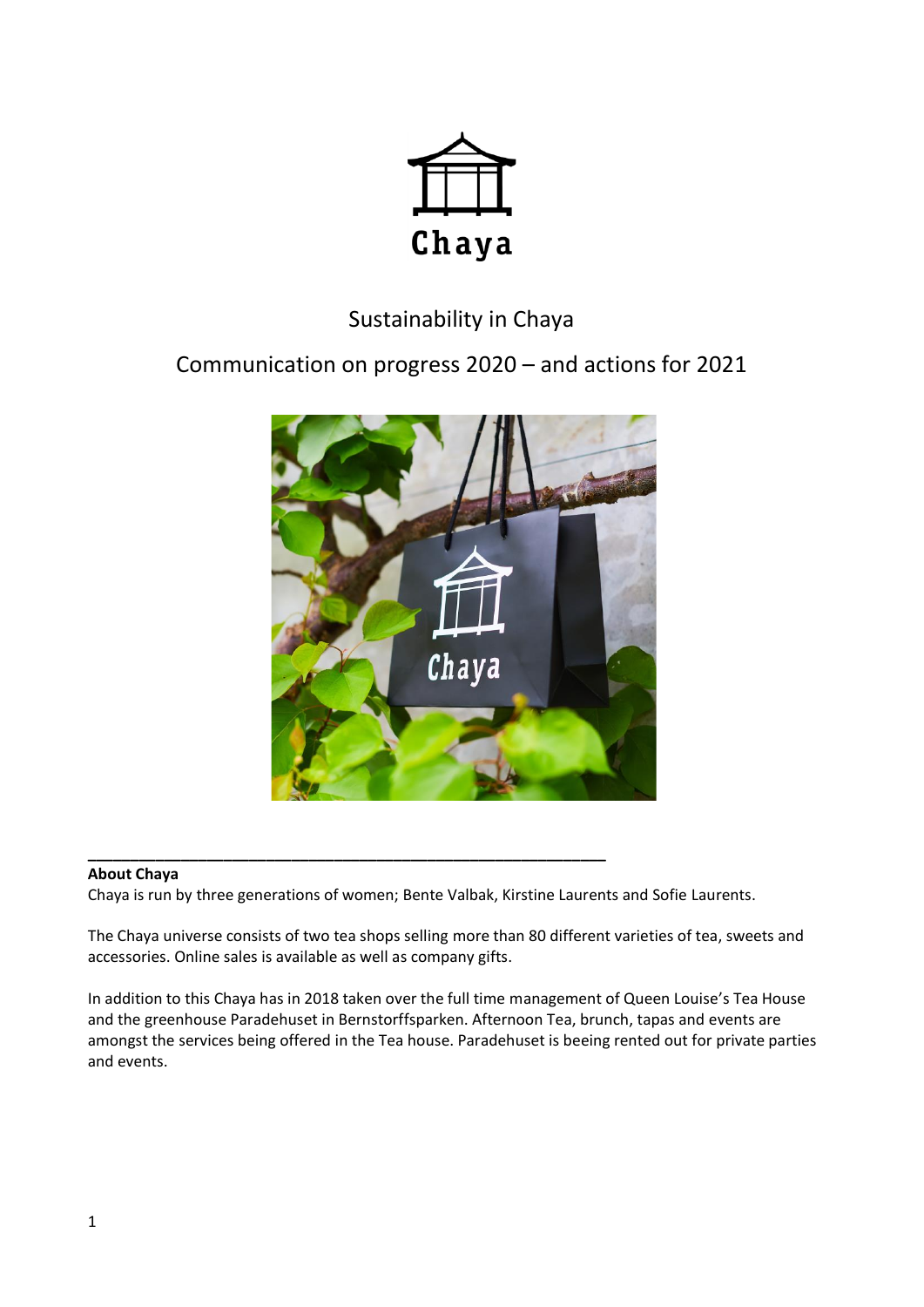Chaya

# Sustainability in Chaya

## Communication on progress 2020 – and actions for 2021

---

**About Chaya**

Chaya is run by three generations of women; Bente Valbak, Kirstine Laurents and Sofie Laurents.

The Chaya universe consists of two tea shops selling more than 80 different varieties of tea, sweets and accessories. Online sales is available as well as company gifts.

In addition to this Chaya has in 2018 taken over the full time management of Queen Louise's Tea House and the greenhouse Paradehuset in Bernstorffsparken. Afternoon Tea, brunch, tapas and events are amongst the services being offered in the Tea house. Paradehuset is beeing rented out for private parties and events.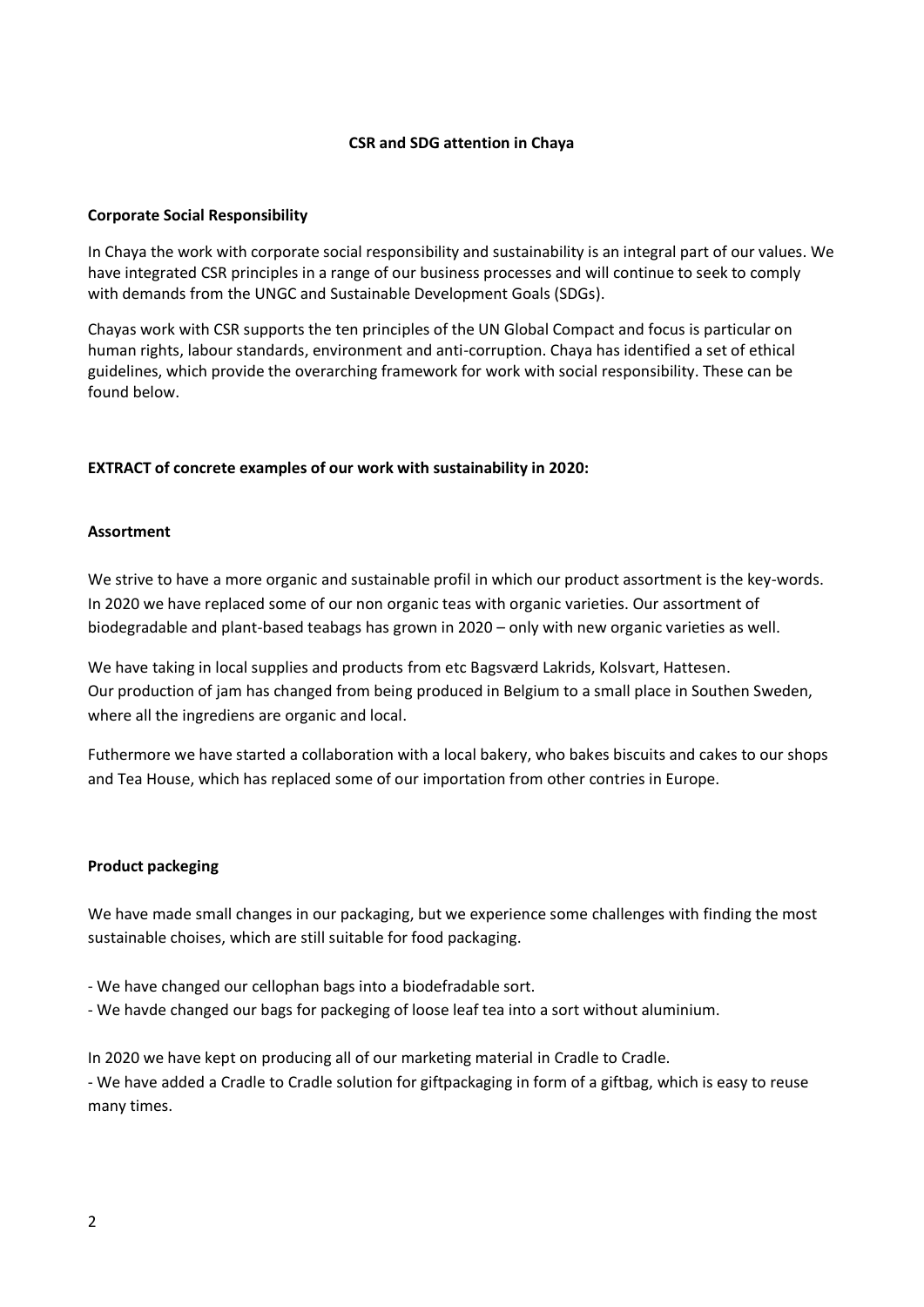## CSR and SDG attention in Chaya

### Corporate Social Responsibility

In Chaya the work with corporate social responsibility and sustainability is an integral part of our values. We have integrated CSR principles in a range of our business processes and will continue to seek to comply with demands from the UNGC and Sustainable Development Goals (SDGs).

Chayas work with CSR supports the ten principles of the UN Global Compact and focus is particular on human rights, labour standards, environment and anti-corruption. Chaya has identified a set of ethical guidelines, which provide the overarching framework for work with social responsibility. These can be found below.

### EXTRACT of concrete examples of our work with sustainability in 2020:

### Assortment

We strive to have a more organic and sustainable profil in which our product assortment is the key-words. In 2020 we have replaced some of our non organic teas with organic varieties. Our assortment of biodegradable and plant-based teabags has grown in 2020 – only with new organic varieties as well.

We have taking in local supplies and products from etc Bagsværd Lakrids, Kolsvart, Hattesen.
Our production of jam has changed from being produced in Belgium to a small place in Southen Sweden, where all the ingrediens are organic and local.

Futhermore we have started a collaboration with a local bakery, who bakes biscuits and cakes to our shops and Tea House, which has replaced some of our importation from other contries in Europe.

### Product packeging

We have made small changes in our packaging, but we experience some challenges with finding the most sustainable choises, which are still suitable for food packaging.

- We have changed our cellophan bags into a biodefradable sort.
- We havde changed our bags for packeging of loose leaf tea into a sort without aluminium.

In 2020 we have kept on producing all of our marketing material in Cradle to Cradle.
- We have added a Cradle to Cradle solution for giftpackaging in form of a giftbag, which is easy to reuse many times.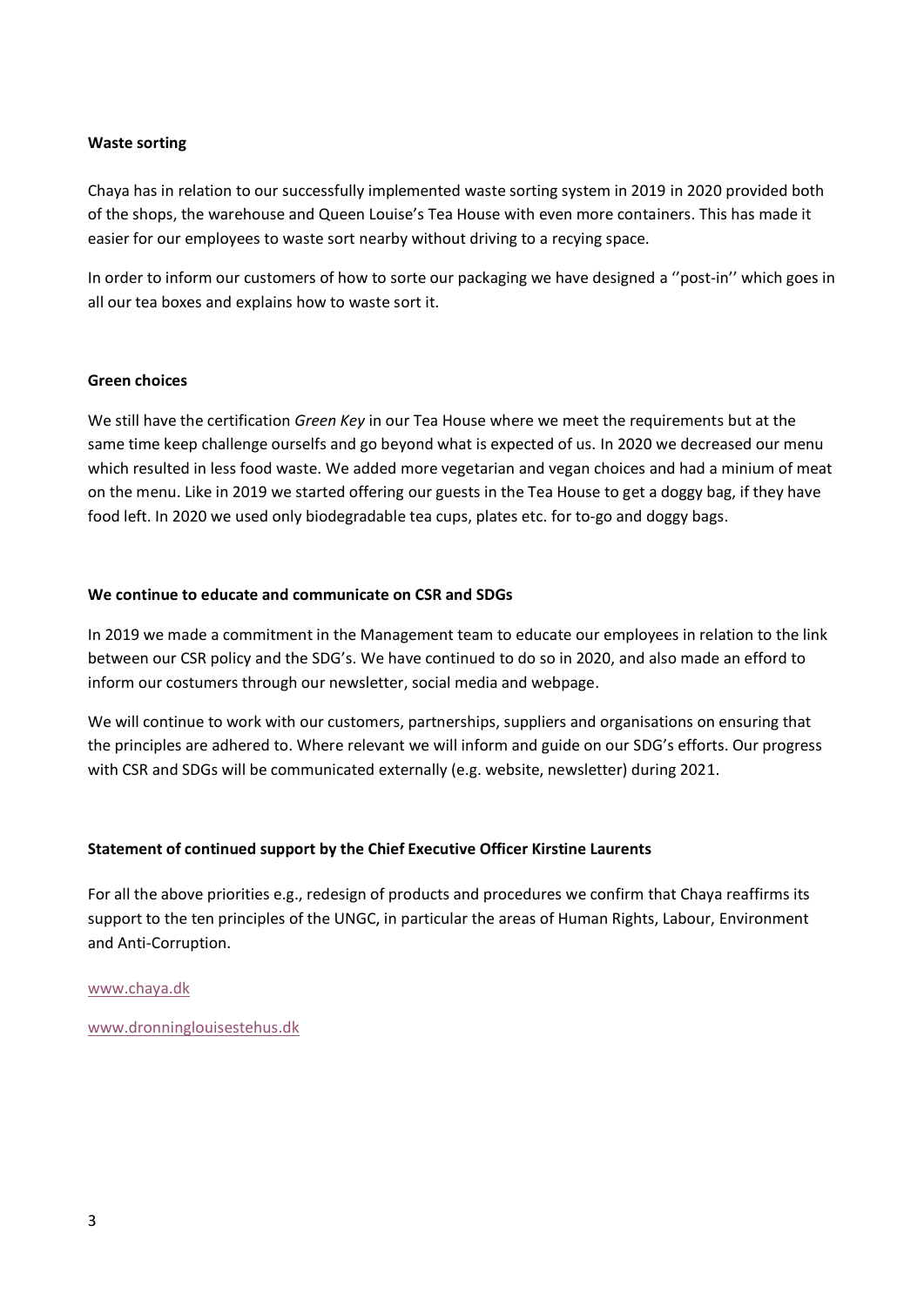**Waste sorting**

Chaya has in relation to our successfully implemented waste sorting system in 2019 in 2020 provided both of the shops, the warehouse and Queen Louise's Tea House with even more containers. This has made it easier for our employees to waste sort nearby without driving to a recying space.

In order to inform our customers of how to sorte our packaging we have designed a ''post-in'' which goes in all our tea boxes and explains how to waste sort it.

**Green choices**

We still have the certification *Green Key* in our Tea House where we meet the requirements but at the same time keep challenge ourselfs and go beyond what is expected of us. In 2020 we decreased our menu which resulted in less food waste. We added more vegetarian and vegan choices and had a minium of meat on the menu. Like in 2019 we started offering our guests in the Tea House to get a doggy bag, if they have food left. In 2020 we used only biodegradable tea cups, plates etc. for to-go and doggy bags.

**We continue to educate and communicate on CSR and SDGs**

In 2019 we made a commitment in the Management team to educate our employees in relation to the link between our CSR policy and the SDG's. We have continued to do so in 2020, and also made an efford to inform our costumers through our newsletter, social media and webpage.

We will continue to work with our customers, partnerships, suppliers and organisations on ensuring that the principles are adhered to. Where relevant we will inform and guide on our SDG's efforts. Our progress with CSR and SDGs will be communicated externally (e.g. website, newsletter) during 2021.

**Statement of continued support by the Chief Executive Officer Kirstine Laurents**

For all the above priorities e.g., redesign of products and procedures we confirm that Chaya reaffirms its support to the ten principles of the UNGC, in particular the areas of Human Rights, Labour, Environment and Anti-Corruption.

www.chaya.dk

www.dronninglouisestehus.dk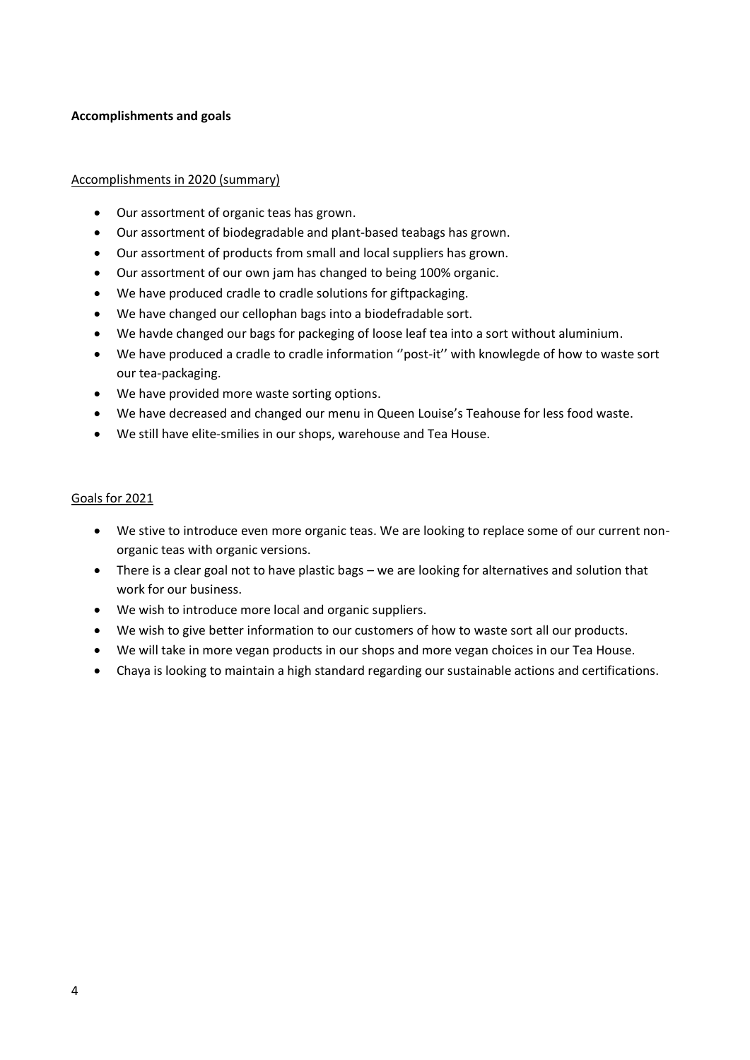**Accomplishments and goals**

Accomplishments in 2020 (summary)

- Our assortment of organic teas has grown.
- Our assortment of biodegradable and plant-based teabags has grown.
- Our assortment of products from small and local suppliers has grown.
- Our assortment of our own jam has changed to being 100% organic.
- We have produced cradle to cradle solutions for giftpackaging.
- We have changed our cellophan bags into a biodefradable sort.
- We havde changed our bags for packeging of loose leaf tea into a sort without aluminium.
- We have produced a cradle to cradle information ''post-it'' with knowlegde of how to waste sort our tea-packaging.
- We have provided more waste sorting options.
- We have decreased and changed our menu in Queen Louise's Teahouse for less food waste.
- We still have elite-smilies in our shops, warehouse and Tea House.

Goals for 2021

- We stive to introduce even more organic teas. We are looking to replace some of our current non-organic teas with organic versions.
- There is a clear goal not to have plastic bags – we are looking for alternatives and solution that work for our business.
- We wish to introduce more local and organic suppliers.
- We wish to give better information to our customers of how to waste sort all our products.
- We will take in more vegan products in our shops and more vegan choices in our Tea House.
- Chaya is looking to maintain a high standard regarding our sustainable actions and certifications.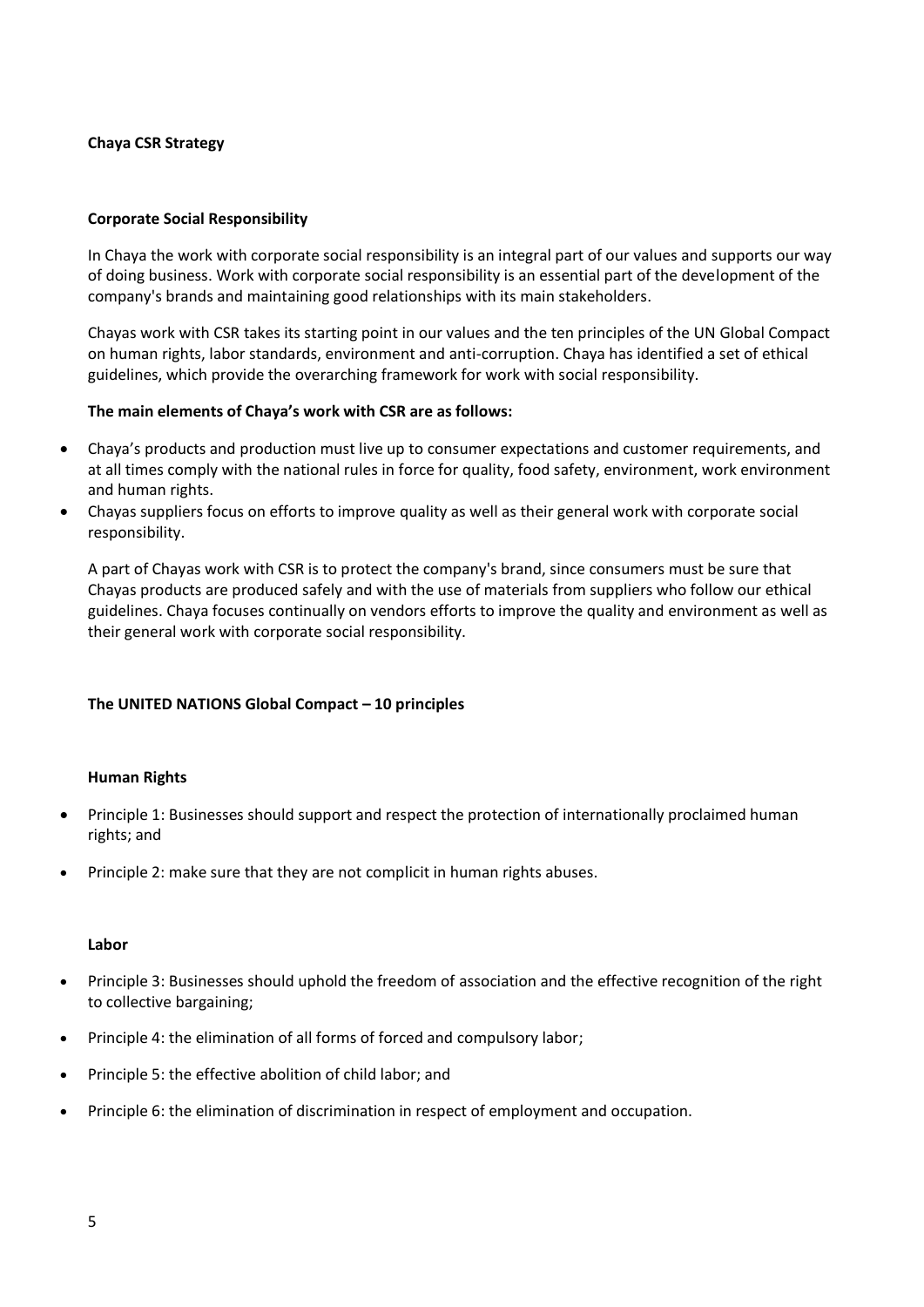**Chaya CSR Strategy**

**Corporate Social Responsibility**

In Chaya the work with corporate social responsibility is an integral part of our values and supports our way of doing business. Work with corporate social responsibility is an essential part of the development of the company's brands and maintaining good relationships with its main stakeholders.

Chayas work with CSR takes its starting point in our values and the ten principles of the UN Global Compact on human rights, labor standards, environment and anti-corruption. Chaya has identified a set of ethical guidelines, which provide the overarching framework for work with social responsibility.

**The main elements of Chaya's work with CSR are as follows:**

- Chaya's products and production must live up to consumer expectations and customer requirements, and at all times comply with the national rules in force for quality, food safety, environment, work environment and human rights.
- Chayas suppliers focus on efforts to improve quality as well as their general work with corporate social responsibility.

A part of Chayas work with CSR is to protect the company's brand, since consumers must be sure that Chayas products are produced safely and with the use of materials from suppliers who follow our ethical guidelines. Chaya focuses continually on vendors efforts to improve the quality and environment as well as their general work with corporate social responsibility.

**The UNITED NATIONS Global Compact – 10 principles**

**Human Rights**

- Principle 1: Businesses should support and respect the protection of internationally proclaimed human rights; and
- Principle 2: make sure that they are not complicit in human rights abuses.

**Labor**

- Principle 3: Businesses should uphold the freedom of association and the effective recognition of the right to collective bargaining;
- Principle 4: the elimination of all forms of forced and compulsory labor;
- Principle 5: the effective abolition of child labor; and
- Principle 6: the elimination of discrimination in respect of employment and occupation.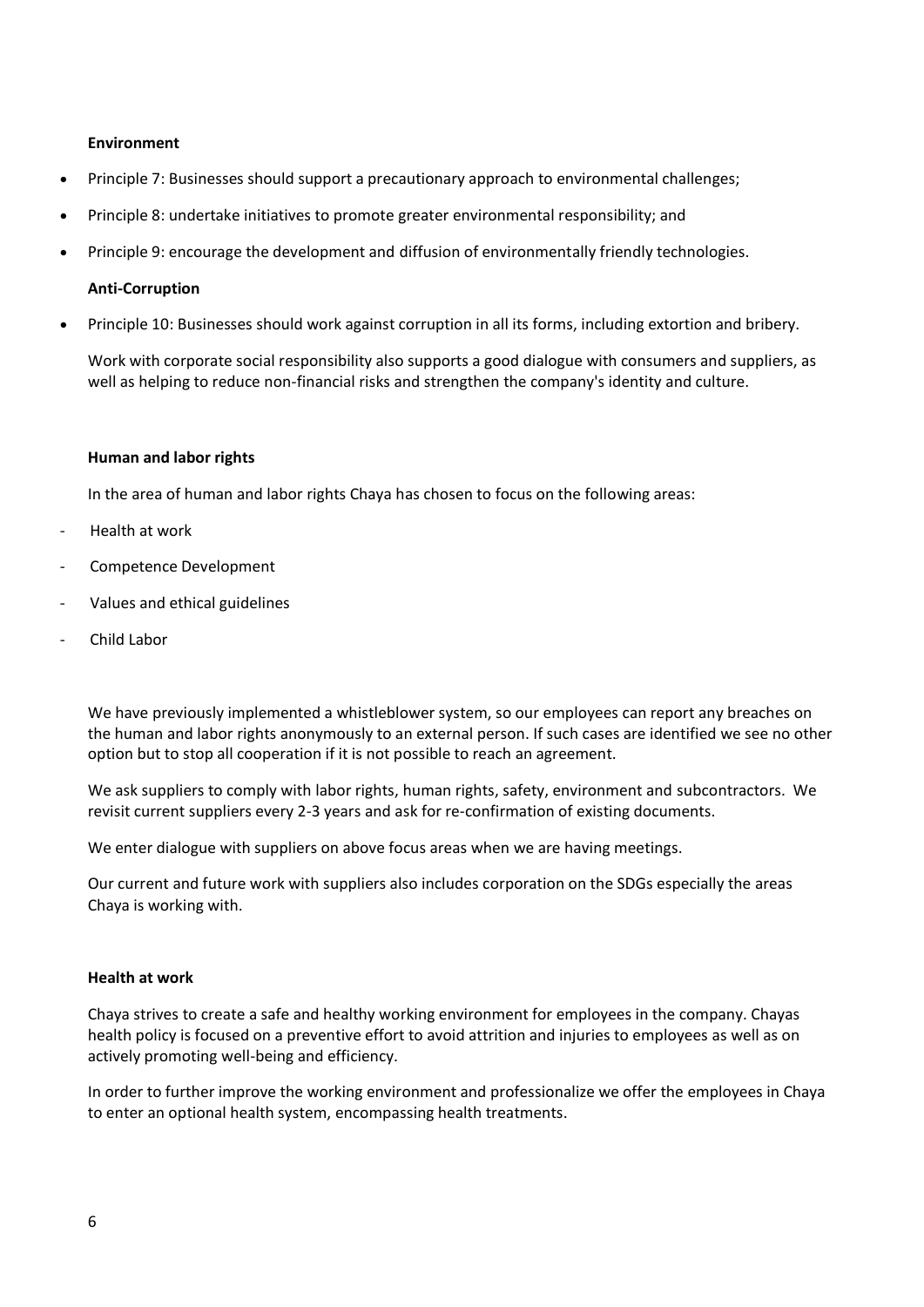**Environment**

- Principle 7: Businesses should support a precautionary approach to environmental challenges;
- Principle 8: undertake initiatives to promote greater environmental responsibility; and
- Principle 9: encourage the development and diffusion of environmentally friendly technologies.

**Anti-Corruption**

- Principle 10: Businesses should work against corruption in all its forms, including extortion and bribery.

Work with corporate social responsibility also supports a good dialogue with consumers and suppliers, as well as helping to reduce non-financial risks and strengthen the company's identity and culture.

**Human and labor rights**

In the area of human and labor rights Chaya has chosen to focus on the following areas:

- Health at work
- Competence Development
- Values and ethical guidelines
- Child Labor

We have previously implemented a whistleblower system, so our employees can report any breaches on the human and labor rights anonymously to an external person. If such cases are identified we see no other option but to stop all cooperation if it is not possible to reach an agreement.

We ask suppliers to comply with labor rights, human rights, safety, environment and subcontractors. We revisit current suppliers every 2-3 years and ask for re-confirmation of existing documents.

We enter dialogue with suppliers on above focus areas when we are having meetings.

Our current and future work with suppliers also includes corporation on the SDGs especially the areas Chaya is working with.

**Health at work**

Chaya strives to create a safe and healthy working environment for employees in the company. Chayas health policy is focused on a preventive effort to avoid attrition and injuries to employees as well as on actively promoting well-being and efficiency.

In order to further improve the working environment and professionalize we offer the employees in Chaya to enter an optional health system, encompassing health treatments.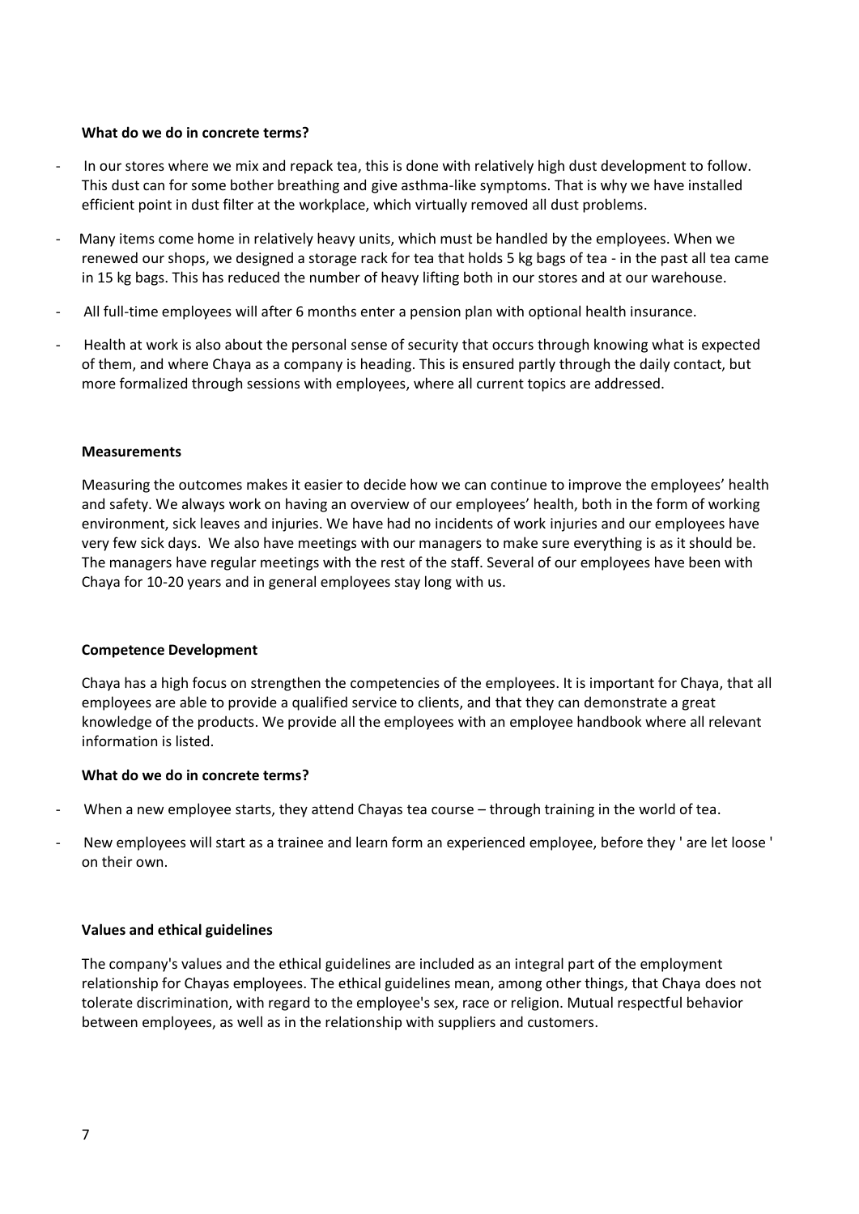**What do we do in concrete terms?**

- In our stores where we mix and repack tea, this is done with relatively high dust development to follow. This dust can for some bother breathing and give asthma-like symptoms. That is why we have installed efficient point in dust filter at the workplace, which virtually removed all dust problems.
- Many items come home in relatively heavy units, which must be handled by the employees. When we renewed our shops, we designed a storage rack for tea that holds 5 kg bags of tea - in the past all tea came in 15 kg bags. This has reduced the number of heavy lifting both in our stores and at our warehouse.
- All full-time employees will after 6 months enter a pension plan with optional health insurance.
- Health at work is also about the personal sense of security that occurs through knowing what is expected of them, and where Chaya as a company is heading. This is ensured partly through the daily contact, but more formalized through sessions with employees, where all current topics are addressed.

**Measurements**

Measuring the outcomes makes it easier to decide how we can continue to improve the employees' health and safety. We always work on having an overview of our employees' health, both in the form of working environment, sick leaves and injuries. We have had no incidents of work injuries and our employees have very few sick days. We also have meetings with our managers to make sure everything is as it should be. The managers have regular meetings with the rest of the staff. Several of our employees have been with Chaya for 10-20 years and in general employees stay long with us.

**Competence Development**

Chaya has a high focus on strengthen the competencies of the employees. It is important for Chaya, that all employees are able to provide a qualified service to clients, and that they can demonstrate a great knowledge of the products. We provide all the employees with an employee handbook where all relevant information is listed.

**What do we do in concrete terms?**

- When a new employee starts, they attend Chayas tea course – through training in the world of tea.
- New employees will start as a trainee and learn form an experienced employee, before they ' are let loose ' on their own.

**Values and ethical guidelines**

The company's values and the ethical guidelines are included as an integral part of the employment relationship for Chayas employees. The ethical guidelines mean, among other things, that Chaya does not tolerate discrimination, with regard to the employee's sex, race or religion. Mutual respectful behavior between employees, as well as in the relationship with suppliers and customers.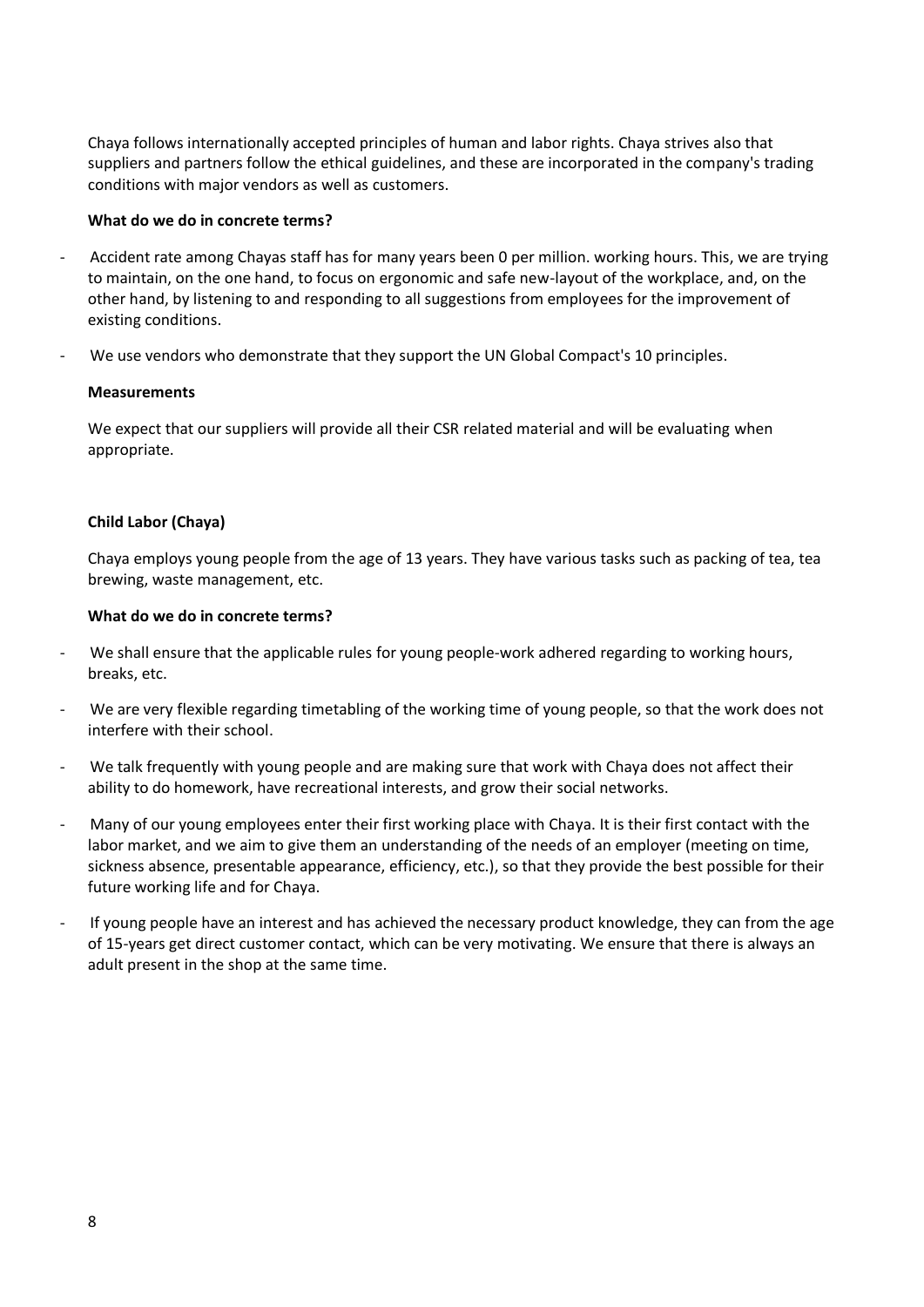Chaya follows internationally accepted principles of human and labor rights. Chaya strives also that suppliers and partners follow the ethical guidelines, and these are incorporated in the company's trading conditions with major vendors as well as customers.

**What do we do in concrete terms?**

- Accident rate among Chayas staff has for many years been 0 per million. working hours. This, we are trying to maintain, on the one hand, to focus on ergonomic and safe new-layout of the workplace, and, on the other hand, by listening to and responding to all suggestions from employees for the improvement of existing conditions.
- We use vendors who demonstrate that they support the UN Global Compact's 10 principles.

**Measurements**

We expect that our suppliers will provide all their CSR related material and will be evaluating when appropriate.

**Child Labor (Chaya)**

Chaya employs young people from the age of 13 years. They have various tasks such as packing of tea, tea brewing, waste management, etc.

**What do we do in concrete terms?**

- We shall ensure that the applicable rules for young people-work adhered regarding to working hours, breaks, etc.
- We are very flexible regarding timetabling of the working time of young people, so that the work does not interfere with their school.
- We talk frequently with young people and are making sure that work with Chaya does not affect their ability to do homework, have recreational interests, and grow their social networks.
- Many of our young employees enter their first working place with Chaya. It is their first contact with the labor market, and we aim to give them an understanding of the needs of an employer (meeting on time, sickness absence, presentable appearance, efficiency, etc.), so that they provide the best possible for their future working life and for Chaya.
- If young people have an interest and has achieved the necessary product knowledge, they can from the age of 15-years get direct customer contact, which can be very motivating. We ensure that there is always an adult present in the shop at the same time.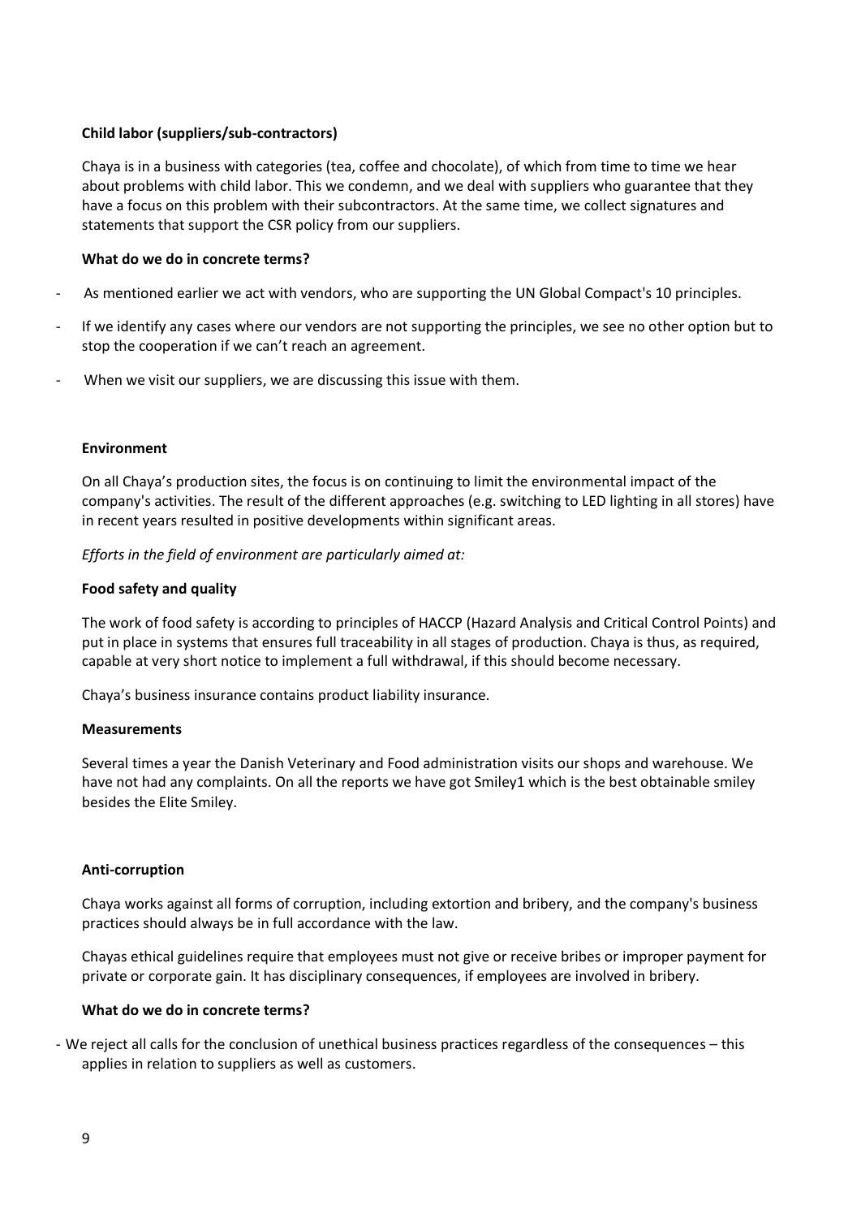**Child labor (suppliers/sub-contractors)**

Chaya is in a business with categories (tea, coffee and chocolate), of which from time to time we hear about problems with child labor. This we condemn, and we deal with suppliers who guarantee that they have a focus on this problem with their subcontractors. At the same time, we collect signatures and statements that support the CSR policy from our suppliers.

**What do we do in concrete terms?**

- As mentioned earlier we act with vendors, who are supporting the UN Global Compact's 10 principles.
- If we identify any cases where our vendors are not supporting the principles, we see no other option but to stop the cooperation if we can't reach an agreement.
- When we visit our suppliers, we are discussing this issue with them.

**Environment**

On all Chaya's production sites, the focus is on continuing to limit the environmental impact of the company's activities. The result of the different approaches (e.g. switching to LED lighting in all stores) have in recent years resulted in positive developments within significant areas.

*Efforts in the field of environment are particularly aimed at:*

**Food safety and quality**

The work of food safety is according to principles of HACCP (Hazard Analysis and Critical Control Points) and put in place in systems that ensures full traceability in all stages of production. Chaya is thus, as required, capable at very short notice to implement a full withdrawal, if this should become necessary.

Chaya's business insurance contains product liability insurance.

**Measurements**

Several times a year the Danish Veterinary and Food administration visits our shops and warehouse. We have not had any complaints. On all the reports we have got Smiley1 which is the best obtainable smiley besides the Elite Smiley.

**Anti-corruption**

Chaya works against all forms of corruption, including extortion and bribery, and the company's business practices should always be in full accordance with the law.

Chayas ethical guidelines require that employees must not give or receive bribes or improper payment for private or corporate gain. It has disciplinary consequences, if employees are involved in bribery.

**What do we do in concrete terms?**

- We reject all calls for the conclusion of unethical business practices regardless of the consequences – this applies in relation to suppliers as well as customers.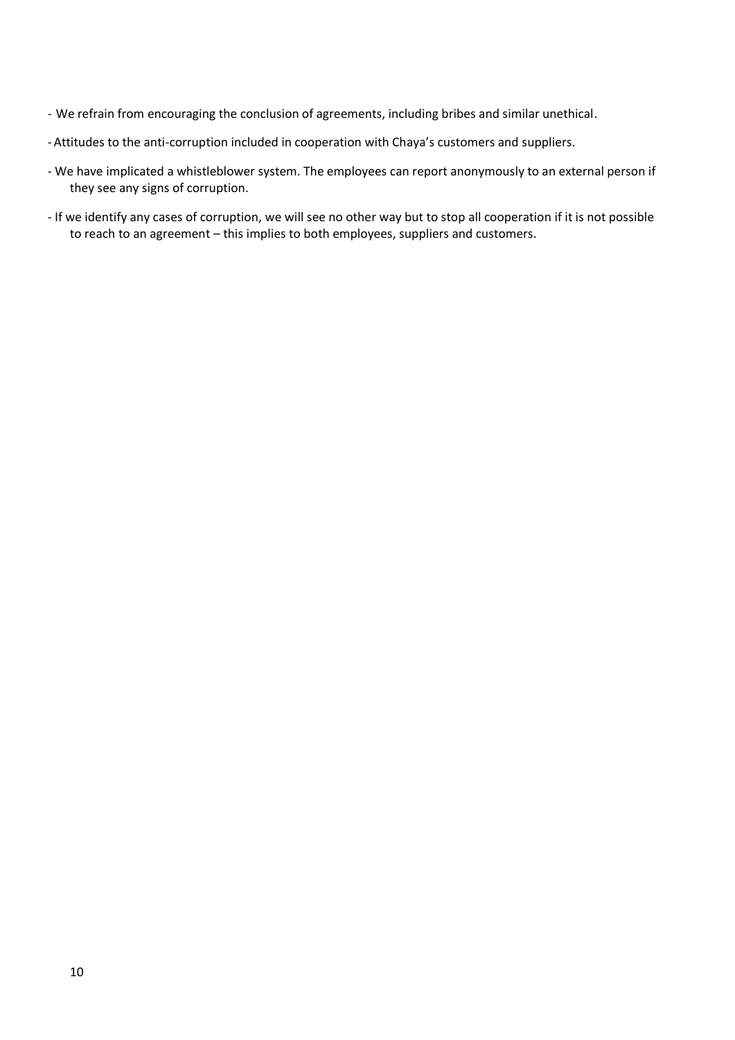- We refrain from encouraging the conclusion of agreements, including bribes and similar unethical.
- Attitudes to the anti-corruption included in cooperation with Chaya's customers and suppliers.
- We have implicated a whistleblower system. The employees can report anonymously to an external person if they see any signs of corruption.
- If we identify any cases of corruption, we will see no other way but to stop all cooperation if it is not possible to reach to an agreement – this implies to both employees, suppliers and customers.